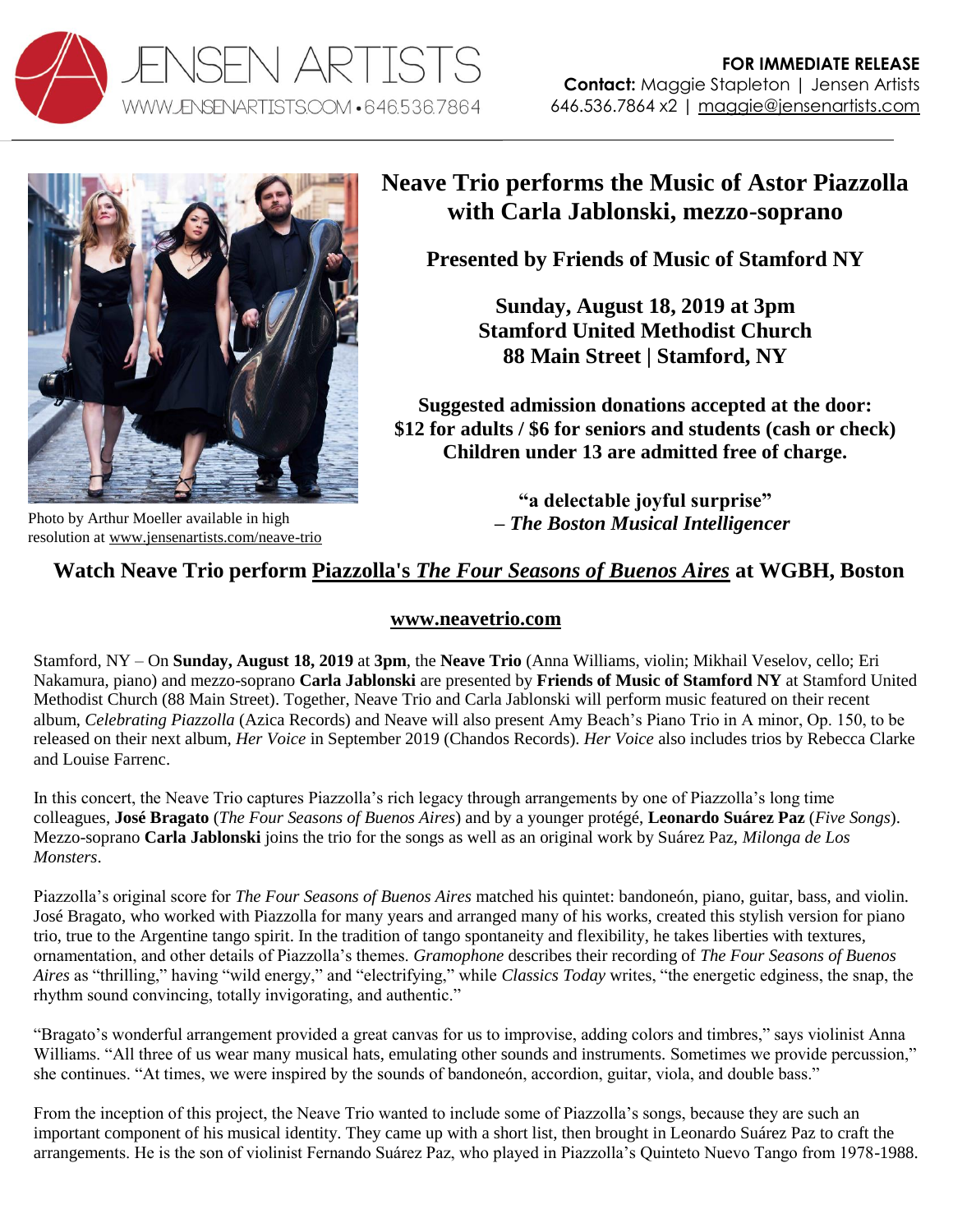JENSEN ARTISTS
WWW.JENSENARTISTS.COM • 646.536.7864

**FOR IMMEDIATE RELEASE**
**Contact:** Maggie Stapleton | Jensen Artists
646.536.7864 x2 | maggie@jensenartists.com

Photo by Arthur Moeller available in high resolution at www.jensenartists.com/neave-trio

# Neave Trio performs the Music of Astor Piazzolla with Carla Jablonski, mezzo-soprano

**Presented by Friends of Music of Stamford NY**

**Sunday, August 18, 2019 at 3pm**
**Stamford United Methodist Church**
**88 Main Street | Stamford, NY**

**Suggested admission donations accepted at the door:**
**$12 for adults / $6 for seniors and students (cash or check)**
**Children under 13 are admitted free of charge.**

**"a delectable joyful surprise"**
**– *The Boston Musical Intelligencer***

## Watch Neave Trio perform Piazzolla's *The Four Seasons of Buenos Aires* at WGBH, Boston

**www.neavetrio.com**

Stamford, NY – On **Sunday, August 18, 2019** at **3pm**, the **Neave Trio** (Anna Williams, violin; Mikhail Veselov, cello; Eri Nakamura, piano) and mezzo-soprano **Carla Jablonski** are presented by **Friends of Music of Stamford NY** at Stamford United Methodist Church (88 Main Street). Together, Neave Trio and Carla Jablonski will perform music featured on their recent album, *Celebrating Piazzolla* (Azica Records) and Neave will also present Amy Beach's Piano Trio in A minor, Op. 150, to be released on their next album, *Her Voice* in September 2019 (Chandos Records). *Her Voice* also includes trios by Rebecca Clarke and Louise Farrenc.

In this concert, the Neave Trio captures Piazzolla's rich legacy through arrangements by one of Piazzolla's long time colleagues, **José Bragato** (*The Four Seasons of Buenos Aires*) and by a younger protégé, **Leonardo Suárez Paz** (*Five Songs*). Mezzo-soprano **Carla Jablonski** joins the trio for the songs as well as an original work by Suárez Paz, *Milonga de Los Monsters*.

Piazzolla's original score for *The Four Seasons of Buenos Aires* matched his quintet: bandoneón, piano, guitar, bass, and violin. José Bragato, who worked with Piazzolla for many years and arranged many of his works, created this stylish version for piano trio, true to the Argentine tango spirit. In the tradition of tango spontaneity and flexibility, he takes liberties with textures, ornamentation, and other details of Piazzolla's themes. *Gramophone* describes their recording of *The Four Seasons of Buenos Aires* as "thrilling," having "wild energy," and "electrifying," while *Classics Today* writes, "the energetic edginess, the snap, the rhythm sound convincing, totally invigorating, and authentic."

"Bragato's wonderful arrangement provided a great canvas for us to improvise, adding colors and timbres," says violinist Anna Williams. "All three of us wear many musical hats, emulating other sounds and instruments. Sometimes we provide percussion," she continues. "At times, we were inspired by the sounds of bandoneón, accordion, guitar, viola, and double bass."

From the inception of this project, the Neave Trio wanted to include some of Piazzolla's songs, because they are such an important component of his musical identity. They came up with a short list, then brought in Leonardo Suárez Paz to craft the arrangements. He is the son of violinist Fernando Suárez Paz, who played in Piazzolla's Quinteto Nuevo Tango from 1978-1988.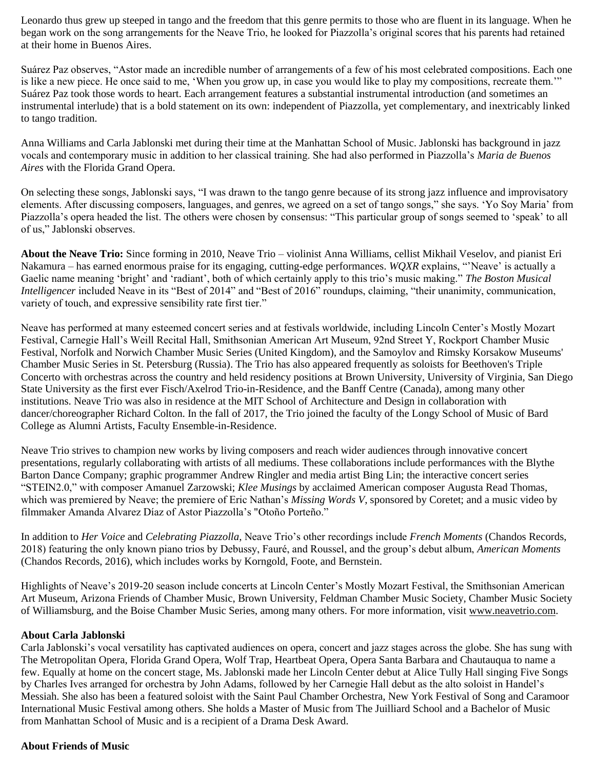Leonardo thus grew up steeped in tango and the freedom that this genre permits to those who are fluent in its language. When he began work on the song arrangements for the Neave Trio, he looked for Piazzolla's original scores that his parents had retained at their home in Buenos Aires.

Suárez Paz observes, "Astor made an incredible number of arrangements of a few of his most celebrated compositions. Each one is like a new piece. He once said to me, 'When you grow up, in case you would like to play my compositions, recreate them.'" Suárez Paz took those words to heart. Each arrangement features a substantial instrumental introduction (and sometimes an instrumental interlude) that is a bold statement on its own: independent of Piazzolla, yet complementary, and inextricably linked to tango tradition.

Anna Williams and Carla Jablonski met during their time at the Manhattan School of Music. Jablonski has background in jazz vocals and contemporary music in addition to her classical training. She had also performed in Piazzolla's *Maria de Buenos Aires* with the Florida Grand Opera.

On selecting these songs, Jablonski says, "I was drawn to the tango genre because of its strong jazz influence and improvisatory elements. After discussing composers, languages, and genres, we agreed on a set of tango songs," she says. 'Yo Soy Maria' from Piazzolla's opera headed the list. The others were chosen by consensus: "This particular group of songs seemed to 'speak' to all of us," Jablonski observes.

**About the Neave Trio:** Since forming in 2010, Neave Trio – violinist Anna Williams, cellist Mikhail Veselov, and pianist Eri Nakamura – has earned enormous praise for its engaging, cutting-edge performances. *WQXR* explains, "'Neave' is actually a Gaelic name meaning 'bright' and 'radiant', both of which certainly apply to this trio's music making." *The Boston Musical Intelligencer* included Neave in its "Best of 2014" and "Best of 2016" roundups, claiming, "their unanimity, communication, variety of touch, and expressive sensibility rate first tier."

Neave has performed at many esteemed concert series and at festivals worldwide, including Lincoln Center's Mostly Mozart Festival, Carnegie Hall's Weill Recital Hall, Smithsonian American Art Museum, 92nd Street Y, Rockport Chamber Music Festival, Norfolk and Norwich Chamber Music Series (United Kingdom), and the Samoylov and Rimsky Korsakow Museums' Chamber Music Series in St. Petersburg (Russia). The Trio has also appeared frequently as soloists for Beethoven's Triple Concerto with orchestras across the country and held residency positions at Brown University, University of Virginia, San Diego State University as the first ever Fisch/Axelrod Trio-in-Residence, and the Banff Centre (Canada), among many other institutions. Neave Trio was also in residence at the MIT School of Architecture and Design in collaboration with dancer/choreographer Richard Colton. In the fall of 2017, the Trio joined the faculty of the Longy School of Music of Bard College as Alumni Artists, Faculty Ensemble-in-Residence.

Neave Trio strives to champion new works by living composers and reach wider audiences through innovative concert presentations, regularly collaborating with artists of all mediums. These collaborations include performances with the Blythe Barton Dance Company; graphic programmer Andrew Ringler and media artist Bing Lin; the interactive concert series "STEIN2.0," with composer Amanuel Zarzowski; *Klee Musings* by acclaimed American composer Augusta Read Thomas, which was premiered by Neave; the premiere of Eric Nathan's *Missing Words V*, sponsored by Coretet; and a music video by filmmaker Amanda Alvarez Díaz of Astor Piazzolla's "Otoño Porteño."

In addition to *Her Voice* and *Celebrating Piazzolla*, Neave Trio's other recordings include *French Moments* (Chandos Records, 2018) featuring the only known piano trios by Debussy, Fauré, and Roussel, and the group's debut album, *American Moments* (Chandos Records, 2016), which includes works by Korngold, Foote, and Bernstein.

Highlights of Neave's 2019-20 season include concerts at Lincoln Center's Mostly Mozart Festival, the Smithsonian American Art Museum, Arizona Friends of Chamber Music, Brown University, Feldman Chamber Music Society, Chamber Music Society of Williamsburg, and the Boise Chamber Music Series, among many others. For more information, visit www.neavetrio.com.

**About Carla Jablonski**

Carla Jablonski's vocal versatility has captivated audiences on opera, concert and jazz stages across the globe. She has sung with The Metropolitan Opera, Florida Grand Opera, Wolf Trap, Heartbeat Opera, Opera Santa Barbara and Chautauqua to name a few. Equally at home on the concert stage, Ms. Jablonski made her Lincoln Center debut at Alice Tully Hall singing Five Songs by Charles Ives arranged for orchestra by John Adams, followed by her Carnegie Hall debut as the alto soloist in Handel's Messiah. She also has been a featured soloist with the Saint Paul Chamber Orchestra, New York Festival of Song and Caramoor International Music Festival among others. She holds a Master of Music from The Juilliard School and a Bachelor of Music from Manhattan School of Music and is a recipient of a Drama Desk Award.

**About Friends of Music**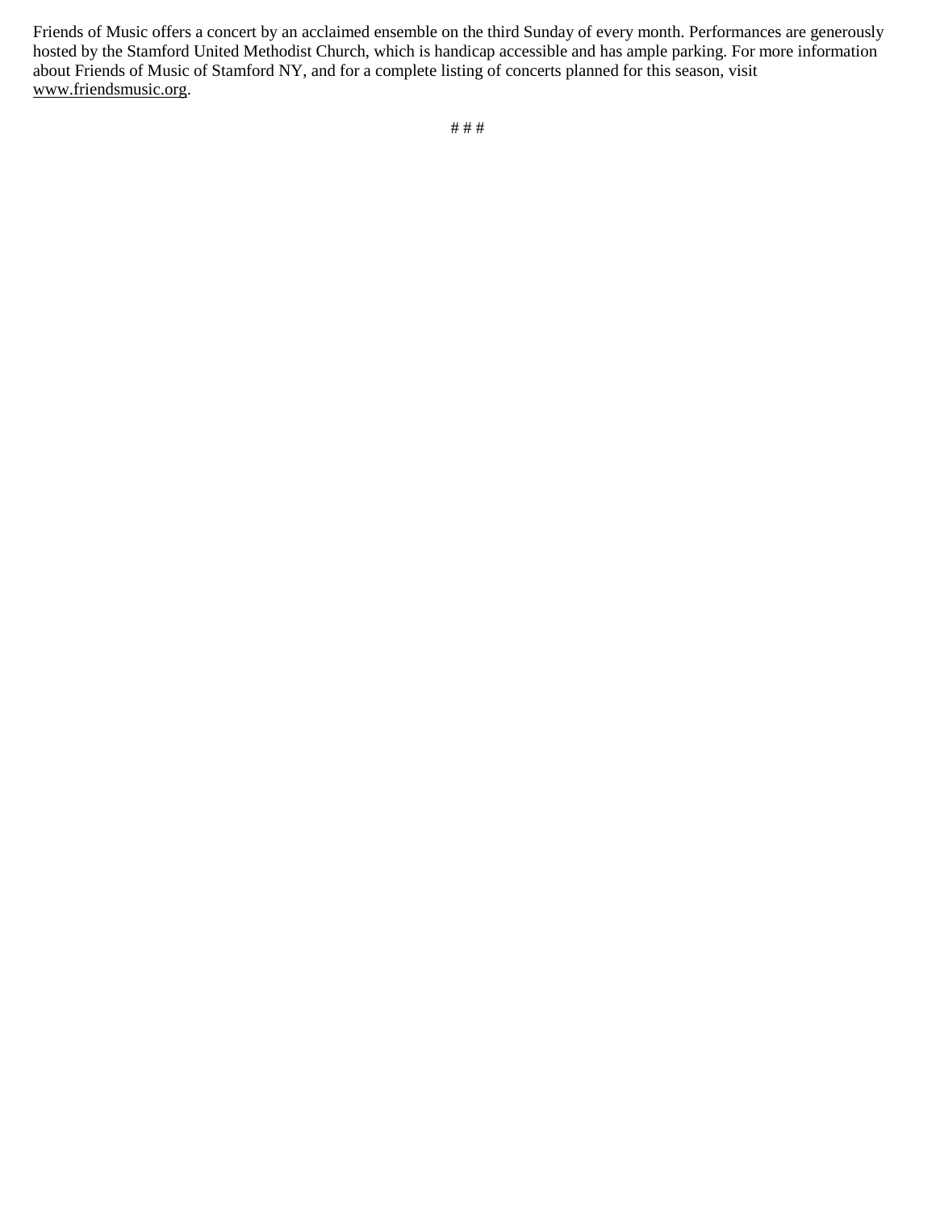Friends of Music offers a concert by an acclaimed ensemble on the third Sunday of every month. Performances are generously hosted by the Stamford United Methodist Church, which is handicap accessible and has ample parking. For more information about Friends of Music of Stamford NY, and for a complete listing of concerts planned for this season, visit www.friendsmusic.org.

# # #